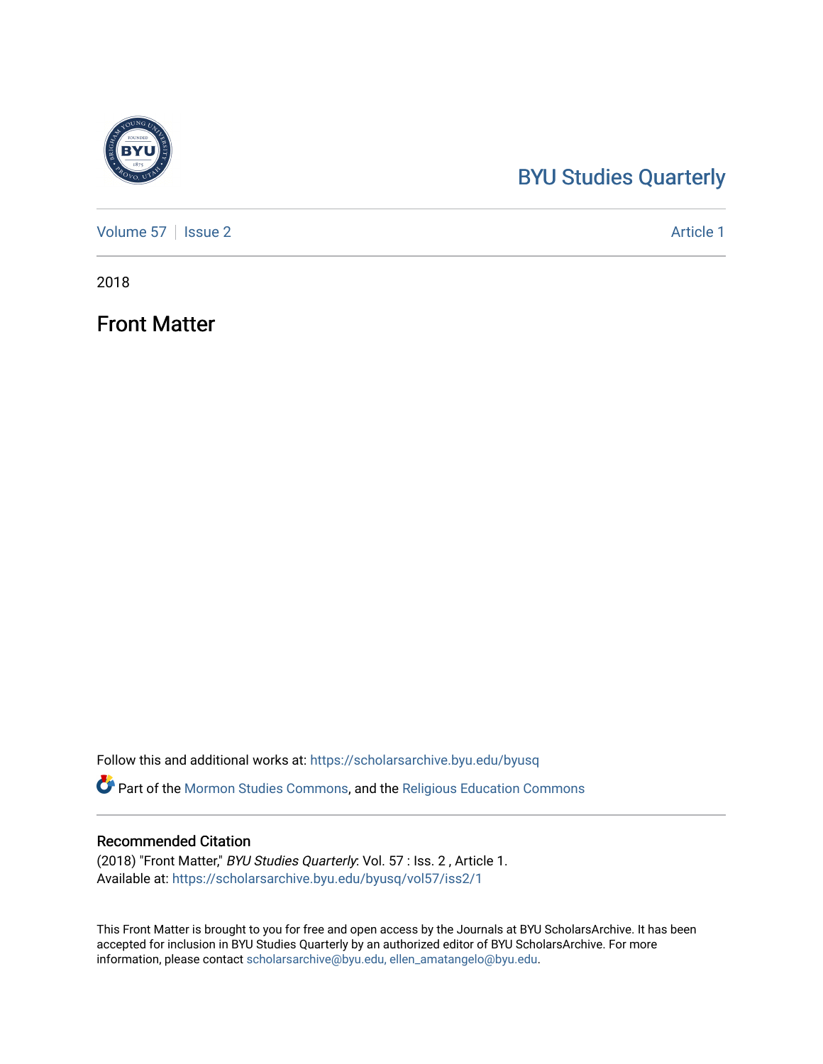BYU Studies Quarterly

Volume 57 | Issue 2 | Article 1

2018

# Front Matter

Follow this and additional works at: https://scholarsarchive.byu.edu/byusq

Part of the Mormon Studies Commons, and the Religious Education Commons

## Recommended Citation

(2018) "Front Matter," *BYU Studies Quarterly*: Vol. 57 : Iss. 2 , Article 1.
Available at: https://scholarsarchive.byu.edu/byusq/vol57/iss2/1

This Front Matter is brought to you for free and open access by the Journals at BYU ScholarsArchive. It has been accepted for inclusion in BYU Studies Quarterly by an authorized editor of BYU ScholarsArchive. For more information, please contact scholarsarchive@byu.edu, ellen_amatangelo@byu.edu.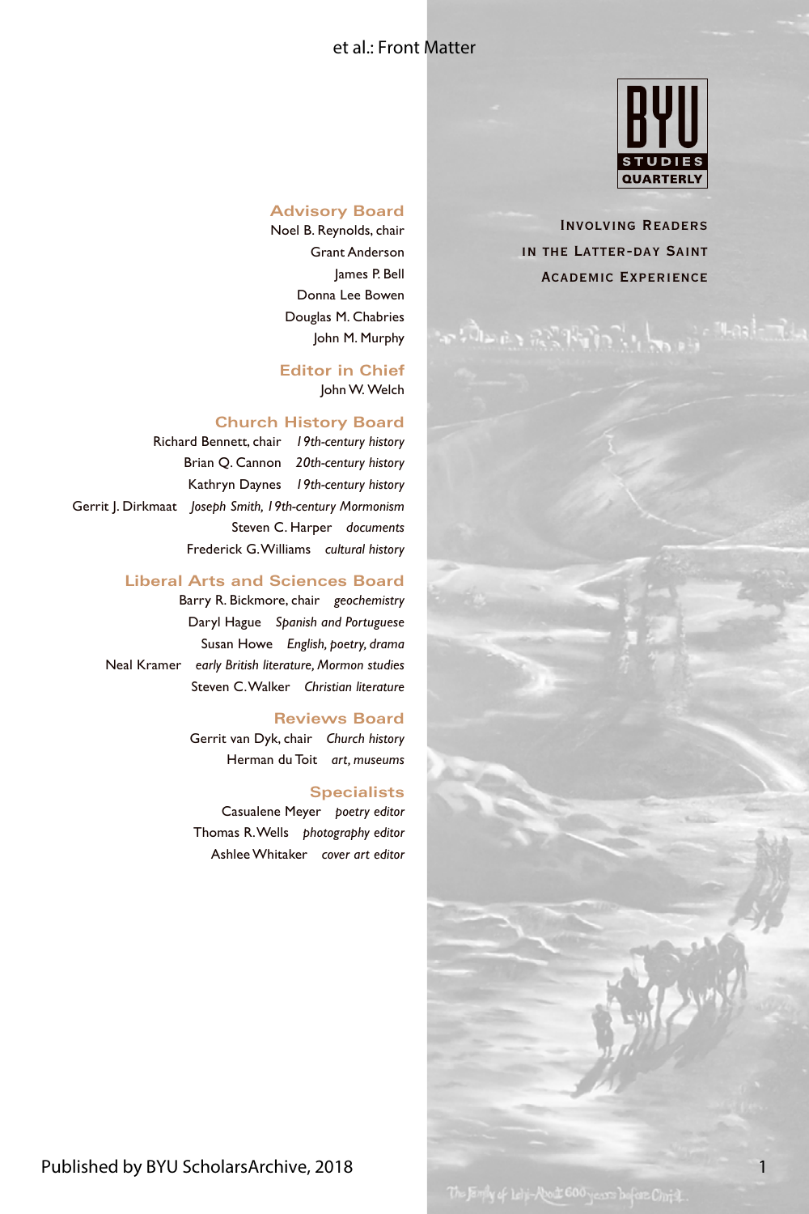BYU STUDIES QUARTERLY

Involving Readers in the Latter-day Saint Academic Experience

## Advisory Board

Noel B. Reynolds, chair
Grant Anderson
James P. Bell
Donna Lee Bowen
Douglas M. Chabries
John M. Murphy

## Editor in Chief

John W. Welch

## Church History Board

Richard Bennett, chair *19th-century history*
Brian Q. Cannon *20th-century history*
Kathryn Daynes *19th-century history*
Gerrit J. Dirkmaat *Joseph Smith, 19th-century Mormonism*
Steven C. Harper *documents*
Frederick G. Williams *cultural history*

## Liberal Arts and Sciences Board

Barry R. Bickmore, chair *geochemistry*
Daryl Hague *Spanish and Portuguese*
Susan Howe *English, poetry, drama*
Neal Kramer *early British literature, Mormon studies*
Steven C. Walker *Christian literature*

## Reviews Board

Gerrit van Dyk, chair *Church history*
Herman du Toit *art, museums*

## Specialists

Casualene Meyer *poetry editor*
Thomas R. Wells *photography editor*
Ashlee Whitaker *cover art editor*

The Family of Lehi—About 600 years before Christ.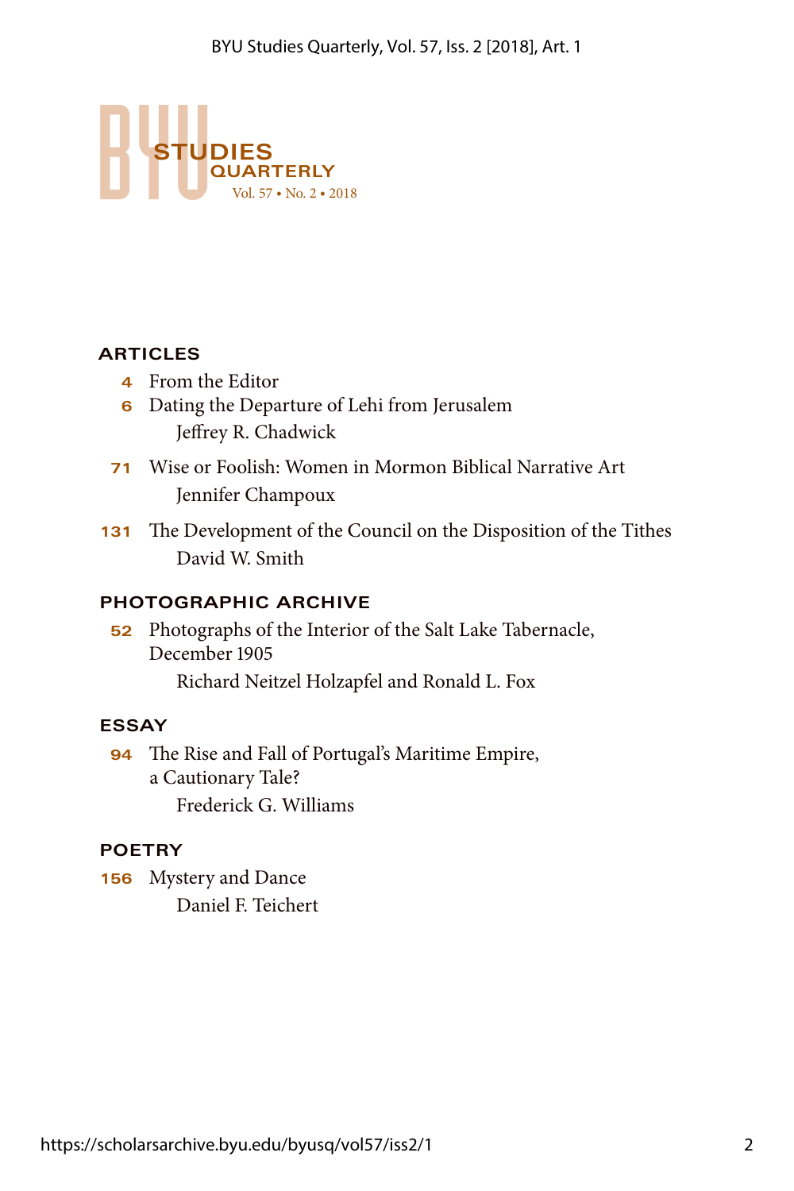# BYU STUDIES QUARTERLY

Vol. 57 • No. 2 • 2018

## ARTICLES

**4** From the Editor

**6** Dating the Departure of Lehi from Jerusalem
Jeffrey R. Chadwick

**71** Wise or Foolish: Women in Mormon Biblical Narrative Art
Jennifer Champoux

**131** The Development of the Council on the Disposition of the Tithes
David W. Smith

## PHOTOGRAPHIC ARCHIVE

**52** Photographs of the Interior of the Salt Lake Tabernacle, December 1905
Richard Neitzel Holzapfel and Ronald L. Fox

## ESSAY

**94** The Rise and Fall of Portugal's Maritime Empire, a Cautionary Tale?
Frederick G. Williams

## POETRY

**156** Mystery and Dance
Daniel F. Teichert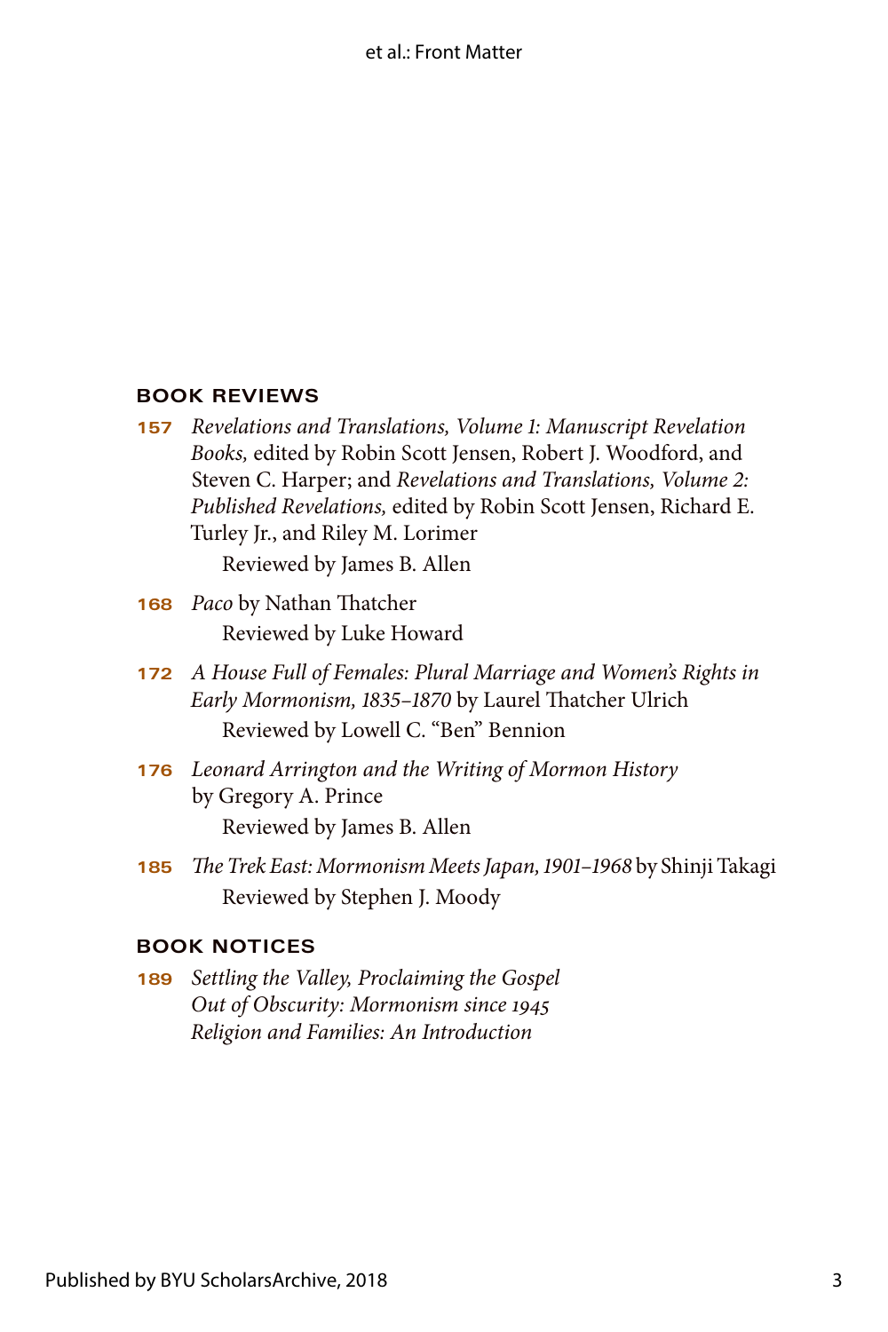## BOOK REVIEWS

**157** *Revelations and Translations, Volume 1: Manuscript Revelation Books,* edited by Robin Scott Jensen, Robert J. Woodford, and Steven C. Harper; and *Revelations and Translations, Volume 2: Published Revelations,* edited by Robin Scott Jensen, Richard E. Turley Jr., and Riley M. Lorimer

Reviewed by James B. Allen

**168** *Paco* by Nathan Thatcher

Reviewed by Luke Howard

**172** *A House Full of Females: Plural Marriage and Women's Rights in Early Mormonism, 1835–1870* by Laurel Thatcher Ulrich

Reviewed by Lowell C. "Ben" Bennion

**176** *Leonard Arrington and the Writing of Mormon History* by Gregory A. Prince

Reviewed by James B. Allen

**185** *The Trek East: Mormonism Meets Japan, 1901–1968* by Shinji Takagi

Reviewed by Stephen J. Moody

## BOOK NOTICES

**189** *Settling the Valley, Proclaiming the Gospel*
*Out of Obscurity: Mormonism since 1945*
*Religion and Families: An Introduction*